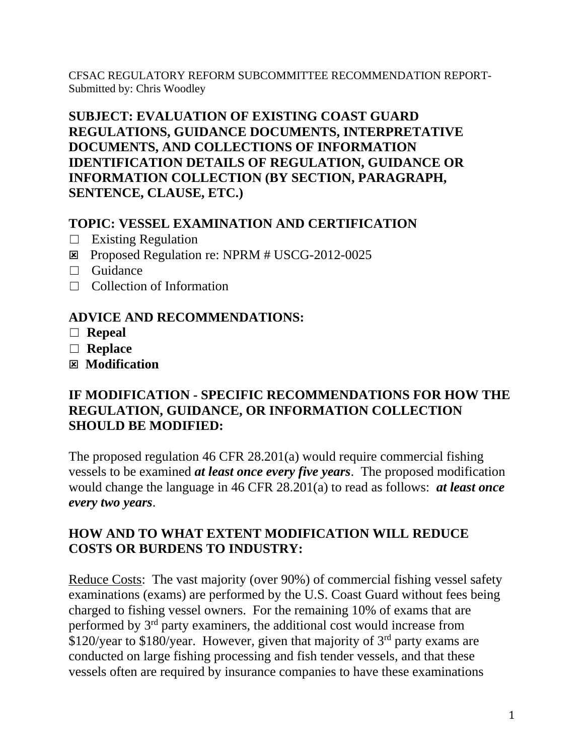CFSAC REGULATORY REFORM SUBCOMMITTEE RECOMMENDATION REPORT- Submitted by: Chris Woodley

## SUBJECT: EVALUATION OF EXISTING COAST GUARD REGULATIONS, GUIDANCE DOCUMENTS, INTERPRETATIVE DOCUMENTS, AND COLLECTIONS OF INFORMATION IDENTIFICATION DETAILS OF REGULATION, GUIDANCE OR INFORMATION COLLECTION (BY SECTION, PARAGRAPH, SENTENCE, CLAUSE, ETC.)

## TOPIC: VESSEL EXAMINATION AND CERTIFICATION

- ☐ Existing Regulation
- ☒ Proposed Regulation re: NPRM # USCG-2012-0025
- ☐ Guidance
- ☐ Collection of Information

## ADVICE AND RECOMMENDATIONS:

- ☐ **Repeal**
- ☐ **Replace**
- ☒ **Modification**

## IF MODIFICATION - SPECIFIC RECOMMENDATIONS FOR HOW THE REGULATION, GUIDANCE, OR INFORMATION COLLECTION SHOULD BE MODIFIED:

The proposed regulation 46 CFR 28.201(a) would require commercial fishing vessels to be examined ***at least once every five years***. The proposed modification would change the language in 46 CFR 28.201(a) to read as follows: ***at least once every two years***.

## HOW AND TO WHAT EXTENT MODIFICATION WILL REDUCE COSTS OR BURDENS TO INDUSTRY:

<u>Reduce Costs</u>: The vast majority (over 90%) of commercial fishing vessel safety examinations (exams) are performed by the U.S. Coast Guard without fees being charged to fishing vessel owners. For the remaining 10% of exams that are performed by 3rd party examiners, the additional cost would increase from \$120/year to \$180/year. However, given that majority of 3rd party exams are conducted on large fishing processing and fish tender vessels, and that these vessels often are required by insurance companies to have these examinations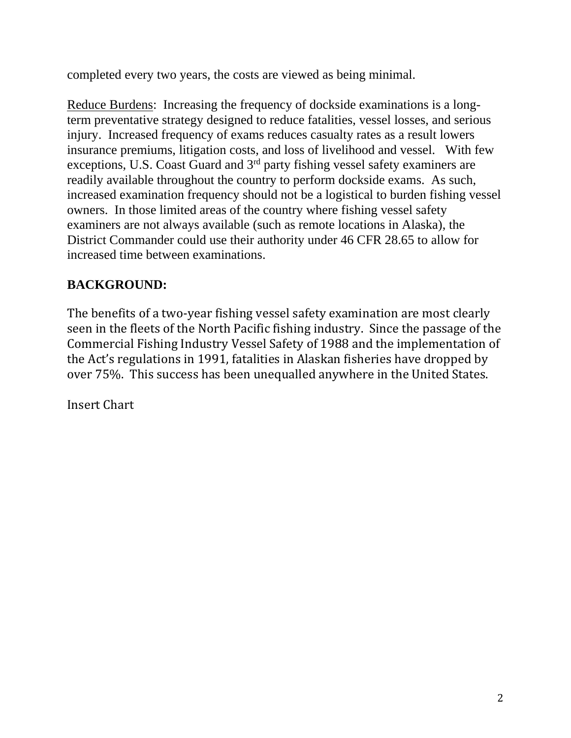completed every two years, the costs are viewed as being minimal.

Reduce Burdens: Increasing the frequency of dockside examinations is a long-term preventative strategy designed to reduce fatalities, vessel losses, and serious injury. Increased frequency of exams reduces casualty rates as a result lowers insurance premiums, litigation costs, and loss of livelihood and vessel. With few exceptions, U.S. Coast Guard and 3rd party fishing vessel safety examiners are readily available throughout the country to perform dockside exams. As such, increased examination frequency should not be a logistical to burden fishing vessel owners. In those limited areas of the country where fishing vessel safety examiners are not always available (such as remote locations in Alaska), the District Commander could use their authority under 46 CFR 28.65 to allow for increased time between examinations.

## BACKGROUND:

The benefits of a two-year fishing vessel safety examination are most clearly seen in the fleets of the North Pacific fishing industry. Since the passage of the Commercial Fishing Industry Vessel Safety of 1988 and the implementation of the Act's regulations in 1991, fatalities in Alaskan fisheries have dropped by over 75%. This success has been unequalled anywhere in the United States.

Insert Chart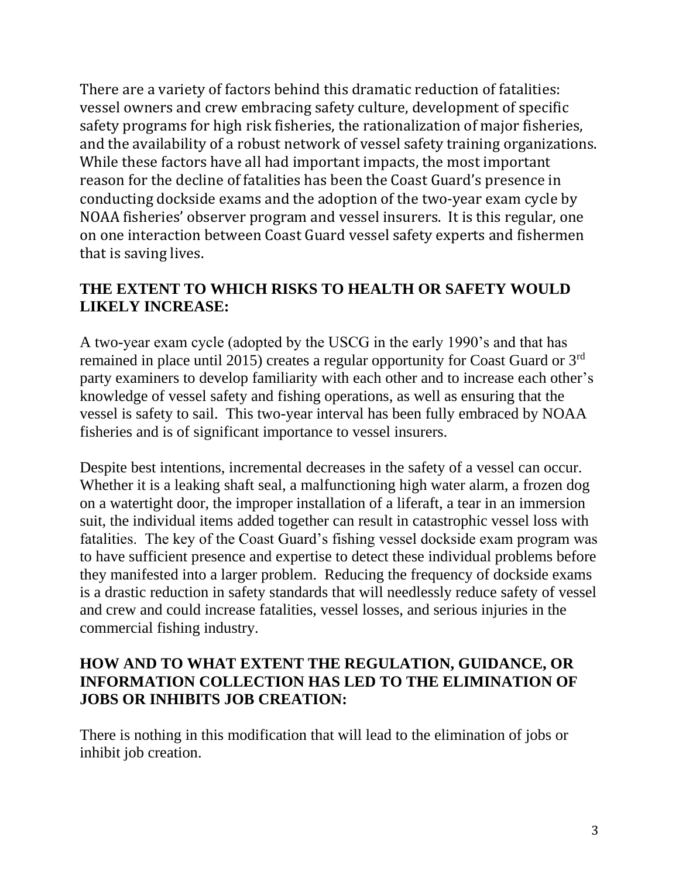There are a variety of factors behind this dramatic reduction of fatalities: vessel owners and crew embracing safety culture, development of specific safety programs for high risk fisheries, the rationalization of major fisheries, and the availability of a robust network of vessel safety training organizations. While these factors have all had important impacts, the most important reason for the decline of fatalities has been the Coast Guard's presence in conducting dockside exams and the adoption of the two-year exam cycle by NOAA fisheries' observer program and vessel insurers. It is this regular, one on one interaction between Coast Guard vessel safety experts and fishermen that is saving lives.

## THE EXTENT TO WHICH RISKS TO HEALTH OR SAFETY WOULD LIKELY INCREASE:

A two-year exam cycle (adopted by the USCG in the early 1990's and that has remained in place until 2015) creates a regular opportunity for Coast Guard or 3rd party examiners to develop familiarity with each other and to increase each other's knowledge of vessel safety and fishing operations, as well as ensuring that the vessel is safety to sail. This two-year interval has been fully embraced by NOAA fisheries and is of significant importance to vessel insurers.

Despite best intentions, incremental decreases in the safety of a vessel can occur. Whether it is a leaking shaft seal, a malfunctioning high water alarm, a frozen dog on a watertight door, the improper installation of a liferaft, a tear in an immersion suit, the individual items added together can result in catastrophic vessel loss with fatalities. The key of the Coast Guard's fishing vessel dockside exam program was to have sufficient presence and expertise to detect these individual problems before they manifested into a larger problem. Reducing the frequency of dockside exams is a drastic reduction in safety standards that will needlessly reduce safety of vessel and crew and could increase fatalities, vessel losses, and serious injuries in the commercial fishing industry.

## HOW AND TO WHAT EXTENT THE REGULATION, GUIDANCE, OR INFORMATION COLLECTION HAS LED TO THE ELIMINATION OF JOBS OR INHIBITS JOB CREATION:

There is nothing in this modification that will lead to the elimination of jobs or inhibit job creation.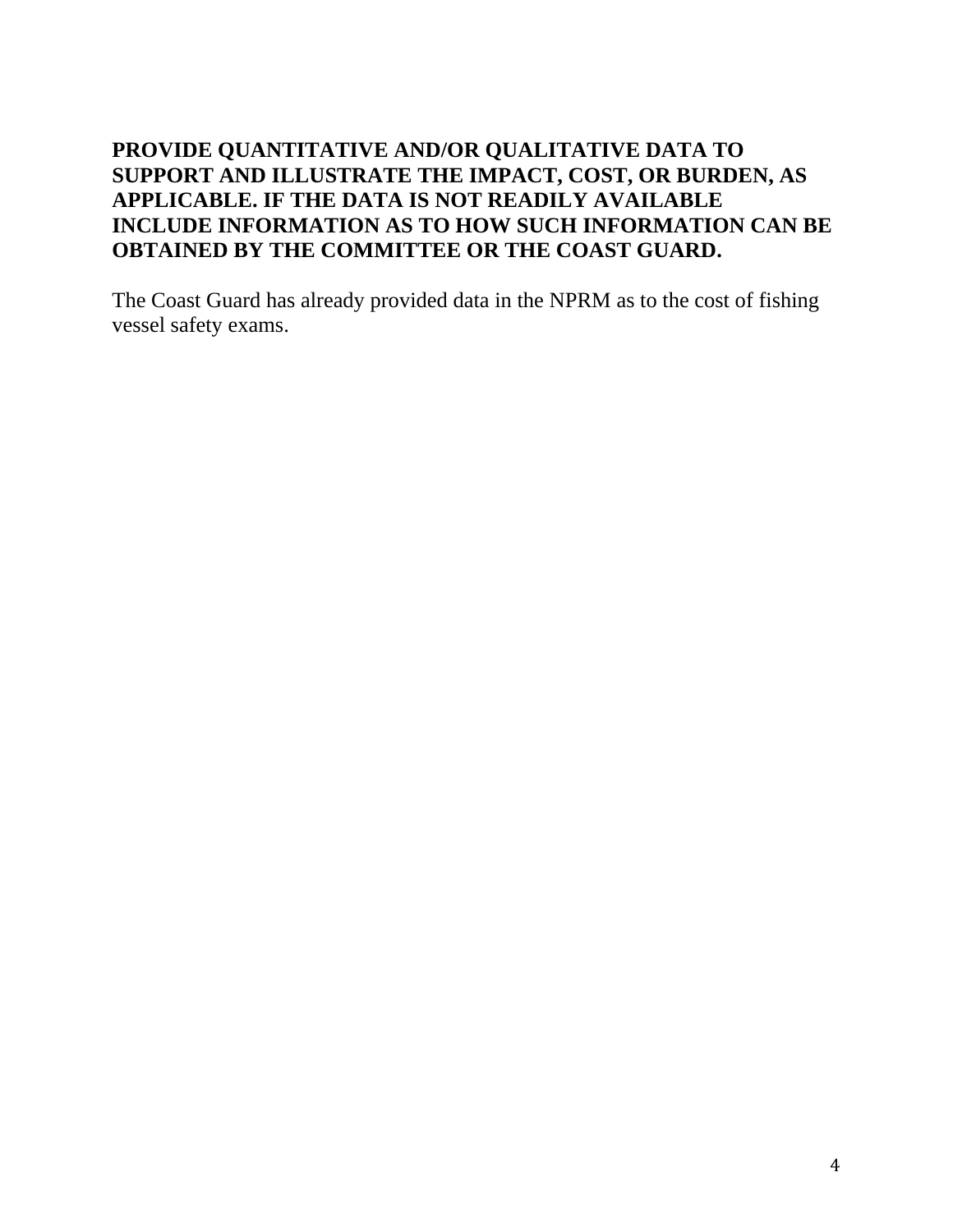**PROVIDE QUANTITATIVE AND/OR QUALITATIVE DATA TO SUPPORT AND ILLUSTRATE THE IMPACT, COST, OR BURDEN, AS APPLICABLE. IF THE DATA IS NOT READILY AVAILABLE INCLUDE INFORMATION AS TO HOW SUCH INFORMATION CAN BE OBTAINED BY THE COMMITTEE OR THE COAST GUARD.**

The Coast Guard has already provided data in the NPRM as to the cost of fishing vessel safety exams.